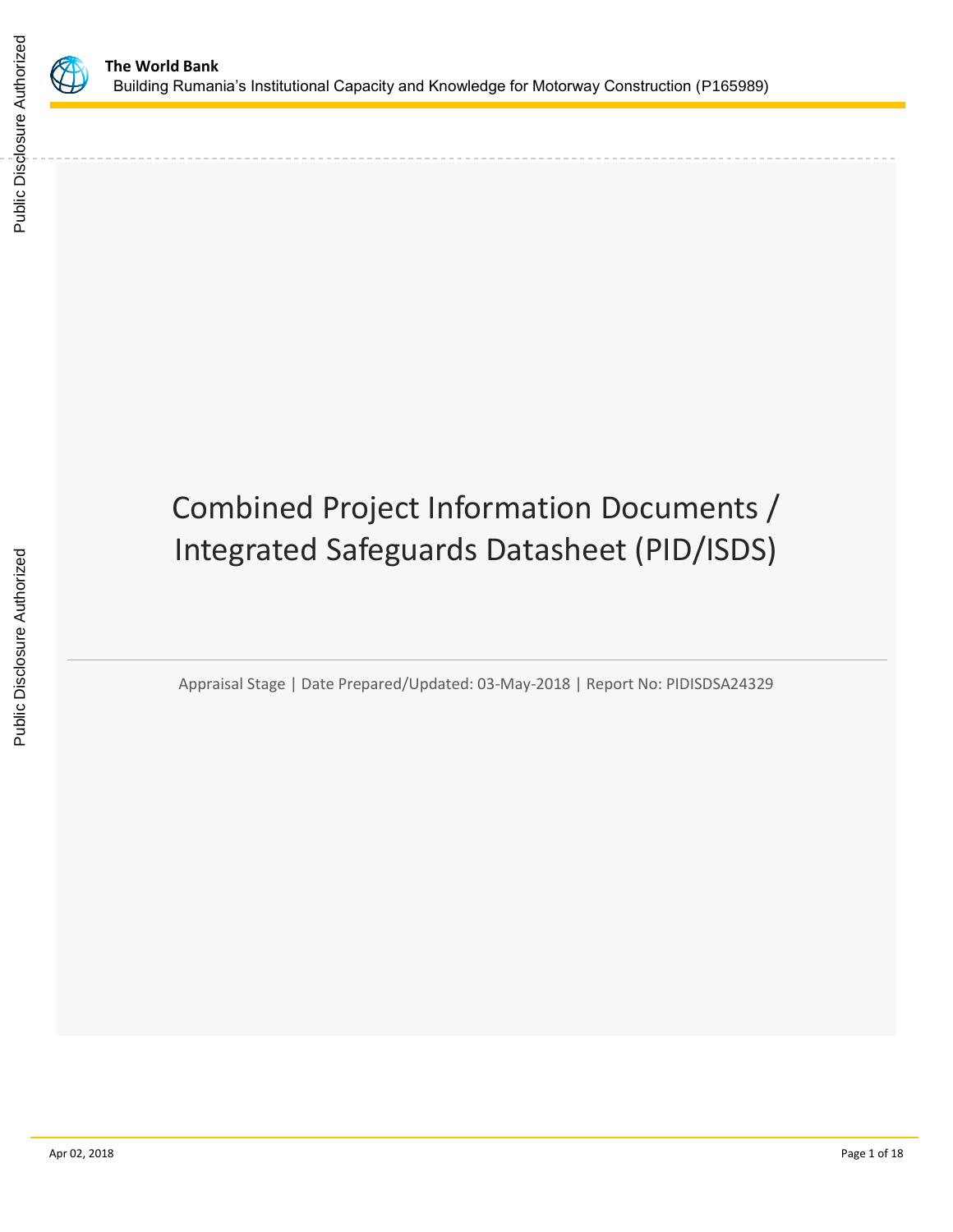# Combined Project Information Documents / Integrated Safeguards Datasheet (PID/ISDS)

Appraisal Stage | Date Prepared/Updated: 03-May-2018 | Report No: PIDISDSA24329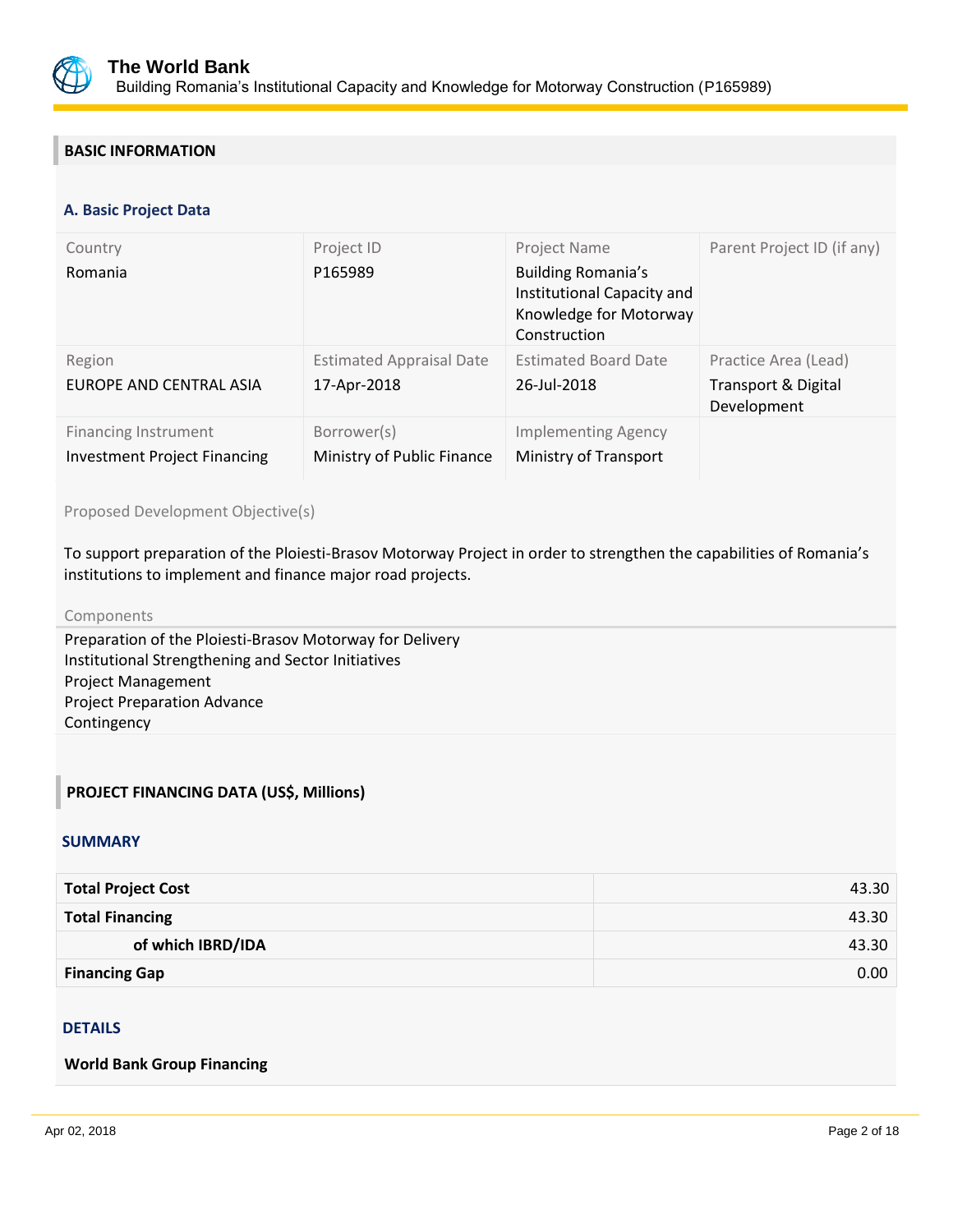## BASIC INFORMATION

### A. Basic Project Data

| Country | Project ID | Project Name | Parent Project ID (if any) |
|---|---|---|---|
| Romania | P165989 | Building Romania's Institutional Capacity and Knowledge for Motorway Construction | |
| **Region** | **Estimated Appraisal Date** | **Estimated Board Date** | **Practice Area (Lead)** |
| EUROPE AND CENTRAL ASIA | 17-Apr-2018 | 26-Jul-2018 | Transport & Digital Development |
| **Financing Instrument** | **Borrower(s)** | **Implementing Agency** | |
| Investment Project Financing | Ministry of Public Finance | Ministry of Transport | |

Proposed Development Objective(s)

To support preparation of the Ploiesti-Brasov Motorway Project in order to strengthen the capabilities of Romania's institutions to implement and finance major road projects.

Components

Preparation of the Ploiesti-Brasov Motorway for Delivery
Institutional Strengthening and Sector Initiatives
Project Management
Project Preparation Advance
Contingency

## PROJECT FINANCING DATA (US$, Millions)

### SUMMARY

| | |
|---|---|
| **Total Project Cost** | 43.30 |
| **Total Financing** | 43.30 |
| **of which IBRD/IDA** | 43.30 |
| **Financing Gap** | 0.00 |

### DETAILS

**World Bank Group Financing**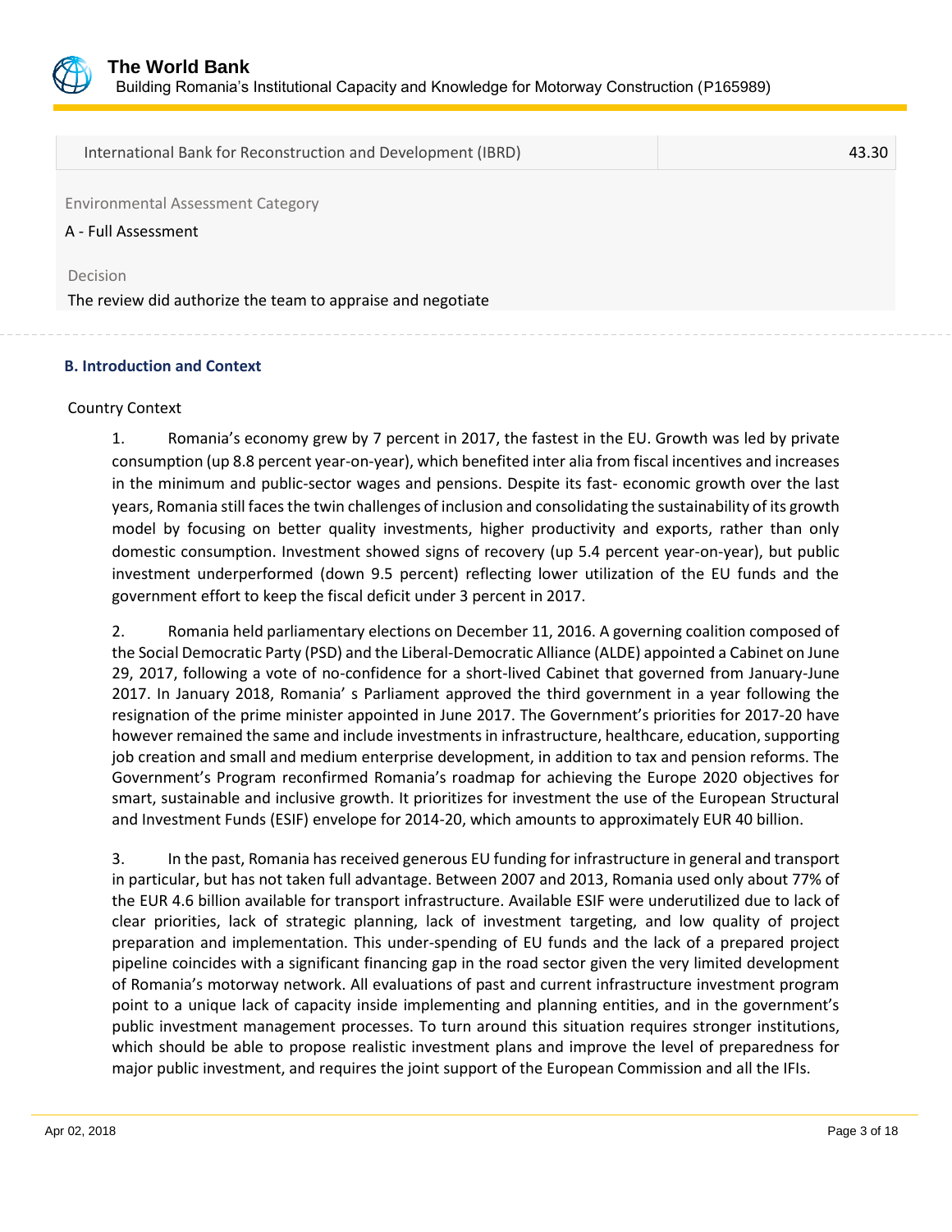| International Bank for Reconstruction and Development (IBRD) | 43.30 |
|---|---|

Environmental Assessment Category

A - Full Assessment

Decision

The review did authorize the team to appraise and negotiate

### B. Introduction and Context

Country Context

1. Romania's economy grew by 7 percent in 2017, the fastest in the EU. Growth was led by private consumption (up 8.8 percent year-on-year), which benefited inter alia from fiscal incentives and increases in the minimum and public-sector wages and pensions. Despite its fast- economic growth over the last years, Romania still faces the twin challenges of inclusion and consolidating the sustainability of its growth model by focusing on better quality investments, higher productivity and exports, rather than only domestic consumption. Investment showed signs of recovery (up 5.4 percent year-on-year), but public investment underperformed (down 9.5 percent) reflecting lower utilization of the EU funds and the government effort to keep the fiscal deficit under 3 percent in 2017.

2. Romania held parliamentary elections on December 11, 2016. A governing coalition composed of the Social Democratic Party (PSD) and the Liberal-Democratic Alliance (ALDE) appointed a Cabinet on June 29, 2017, following a vote of no-confidence for a short-lived Cabinet that governed from January-June 2017. In January 2018, Romania' s Parliament approved the third government in a year following the resignation of the prime minister appointed in June 2017. The Government's priorities for 2017-20 have however remained the same and include investments in infrastructure, healthcare, education, supporting job creation and small and medium enterprise development, in addition to tax and pension reforms. The Government's Program reconfirmed Romania's roadmap for achieving the Europe 2020 objectives for smart, sustainable and inclusive growth. It prioritizes for investment the use of the European Structural and Investment Funds (ESIF) envelope for 2014-20, which amounts to approximately EUR 40 billion.

3. In the past, Romania has received generous EU funding for infrastructure in general and transport in particular, but has not taken full advantage. Between 2007 and 2013, Romania used only about 77% of the EUR 4.6 billion available for transport infrastructure. Available ESIF were underutilized due to lack of clear priorities, lack of strategic planning, lack of investment targeting, and low quality of project preparation and implementation. This under-spending of EU funds and the lack of a prepared project pipeline coincides with a significant financing gap in the road sector given the very limited development of Romania's motorway network. All evaluations of past and current infrastructure investment program point to a unique lack of capacity inside implementing and planning entities, and in the government's public investment management processes. To turn around this situation requires stronger institutions, which should be able to propose realistic investment plans and improve the level of preparedness for major public investment, and requires the joint support of the European Commission and all the IFIs.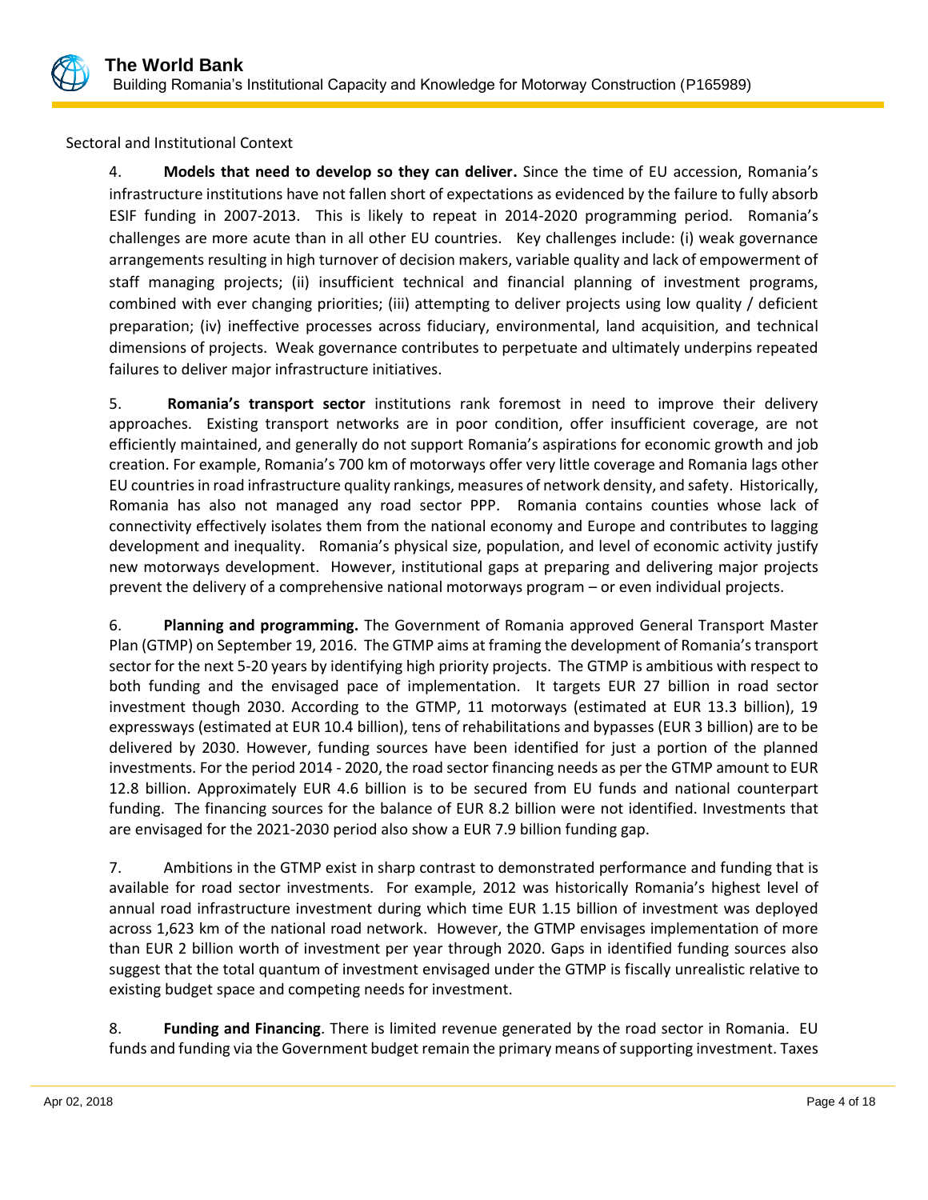Sectoral and Institutional Context

4. **Models that need to develop so they can deliver.** Since the time of EU accession, Romania's infrastructure institutions have not fallen short of expectations as evidenced by the failure to fully absorb ESIF funding in 2007-2013. This is likely to repeat in 2014-2020 programming period. Romania's challenges are more acute than in all other EU countries. Key challenges include: (i) weak governance arrangements resulting in high turnover of decision makers, variable quality and lack of empowerment of staff managing projects; (ii) insufficient technical and financial planning of investment programs, combined with ever changing priorities; (iii) attempting to deliver projects using low quality / deficient preparation; (iv) ineffective processes across fiduciary, environmental, land acquisition, and technical dimensions of projects. Weak governance contributes to perpetuate and ultimately underpins repeated failures to deliver major infrastructure initiatives.

5. **Romania's transport sector** institutions rank foremost in need to improve their delivery approaches. Existing transport networks are in poor condition, offer insufficient coverage, are not efficiently maintained, and generally do not support Romania's aspirations for economic growth and job creation. For example, Romania's 700 km of motorways offer very little coverage and Romania lags other EU countries in road infrastructure quality rankings, measures of network density, and safety. Historically, Romania has also not managed any road sector PPP. Romania contains counties whose lack of connectivity effectively isolates them from the national economy and Europe and contributes to lagging development and inequality. Romania's physical size, population, and level of economic activity justify new motorways development. However, institutional gaps at preparing and delivering major projects prevent the delivery of a comprehensive national motorways program – or even individual projects.

6. **Planning and programming.** The Government of Romania approved General Transport Master Plan (GTMP) on September 19, 2016. The GTMP aims at framing the development of Romania's transport sector for the next 5-20 years by identifying high priority projects. The GTMP is ambitious with respect to both funding and the envisaged pace of implementation. It targets EUR 27 billion in road sector investment though 2030. According to the GTMP, 11 motorways (estimated at EUR 13.3 billion), 19 expressways (estimated at EUR 10.4 billion), tens of rehabilitations and bypasses (EUR 3 billion) are to be delivered by 2030. However, funding sources have been identified for just a portion of the planned investments. For the period 2014 - 2020, the road sector financing needs as per the GTMP amount to EUR 12.8 billion. Approximately EUR 4.6 billion is to be secured from EU funds and national counterpart funding. The financing sources for the balance of EUR 8.2 billion were not identified. Investments that are envisaged for the 2021-2030 period also show a EUR 7.9 billion funding gap.

7. Ambitions in the GTMP exist in sharp contrast to demonstrated performance and funding that is available for road sector investments. For example, 2012 was historically Romania's highest level of annual road infrastructure investment during which time EUR 1.15 billion of investment was deployed across 1,623 km of the national road network. However, the GTMP envisages implementation of more than EUR 2 billion worth of investment per year through 2020. Gaps in identified funding sources also suggest that the total quantum of investment envisaged under the GTMP is fiscally unrealistic relative to existing budget space and competing needs for investment.

8. **Funding and Financing**. There is limited revenue generated by the road sector in Romania. EU funds and funding via the Government budget remain the primary means of supporting investment. Taxes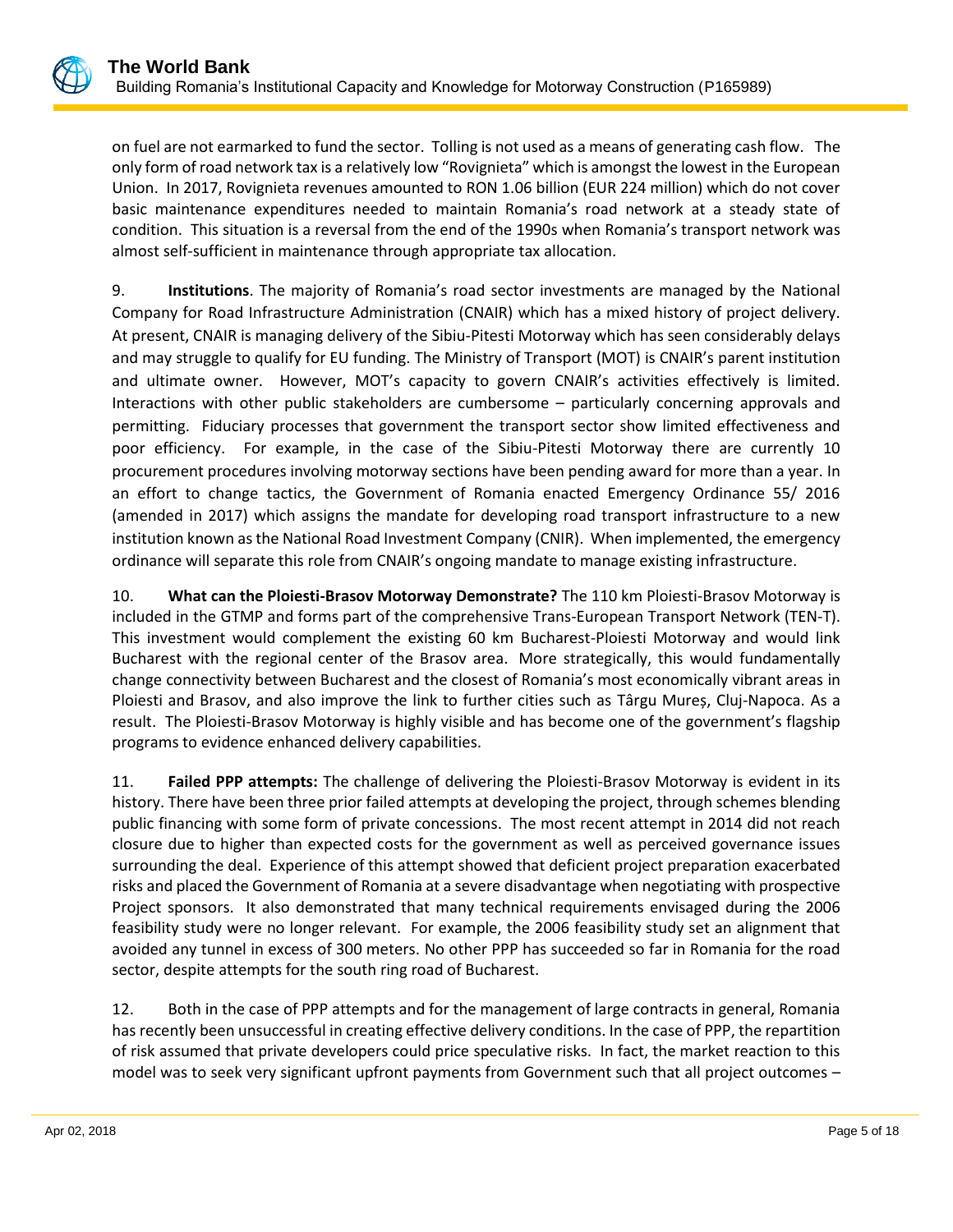on fuel are not earmarked to fund the sector. Tolling is not used as a means of generating cash flow. The only form of road network tax is a relatively low "Rovignieta" which is amongst the lowest in the European Union. In 2017, Rovignieta revenues amounted to RON 1.06 billion (EUR 224 million) which do not cover basic maintenance expenditures needed to maintain Romania's road network at a steady state of condition. This situation is a reversal from the end of the 1990s when Romania's transport network was almost self-sufficient in maintenance through appropriate tax allocation.

9. **Institutions**. The majority of Romania's road sector investments are managed by the National Company for Road Infrastructure Administration (CNAIR) which has a mixed history of project delivery. At present, CNAIR is managing delivery of the Sibiu-Pitesti Motorway which has seen considerably delays and may struggle to qualify for EU funding. The Ministry of Transport (MOT) is CNAIR's parent institution and ultimate owner. However, MOT's capacity to govern CNAIR's activities effectively is limited. Interactions with other public stakeholders are cumbersome – particularly concerning approvals and permitting. Fiduciary processes that government the transport sector show limited effectiveness and poor efficiency. For example, in the case of the Sibiu-Pitesti Motorway there are currently 10 procurement procedures involving motorway sections have been pending award for more than a year. In an effort to change tactics, the Government of Romania enacted Emergency Ordinance 55/ 2016 (amended in 2017) which assigns the mandate for developing road transport infrastructure to a new institution known as the National Road Investment Company (CNIR). When implemented, the emergency ordinance will separate this role from CNAIR's ongoing mandate to manage existing infrastructure.

10. **What can the Ploiesti-Brasov Motorway Demonstrate?** The 110 km Ploiesti-Brasov Motorway is included in the GTMP and forms part of the comprehensive Trans-European Transport Network (TEN-T). This investment would complement the existing 60 km Bucharest-Ploiesti Motorway and would link Bucharest with the regional center of the Brasov area. More strategically, this would fundamentally change connectivity between Bucharest and the closest of Romania's most economically vibrant areas in Ploiesti and Brasov, and also improve the link to further cities such as Târgu Mureș, Cluj-Napoca. As a result. The Ploiesti-Brasov Motorway is highly visible and has become one of the government's flagship programs to evidence enhanced delivery capabilities.

11. **Failed PPP attempts:** The challenge of delivering the Ploiesti-Brasov Motorway is evident in its history. There have been three prior failed attempts at developing the project, through schemes blending public financing with some form of private concessions. The most recent attempt in 2014 did not reach closure due to higher than expected costs for the government as well as perceived governance issues surrounding the deal. Experience of this attempt showed that deficient project preparation exacerbated risks and placed the Government of Romania at a severe disadvantage when negotiating with prospective Project sponsors. It also demonstrated that many technical requirements envisaged during the 2006 feasibility study were no longer relevant. For example, the 2006 feasibility study set an alignment that avoided any tunnel in excess of 300 meters. No other PPP has succeeded so far in Romania for the road sector, despite attempts for the south ring road of Bucharest.

12. Both in the case of PPP attempts and for the management of large contracts in general, Romania has recently been unsuccessful in creating effective delivery conditions. In the case of PPP, the repartition of risk assumed that private developers could price speculative risks. In fact, the market reaction to this model was to seek very significant upfront payments from Government such that all project outcomes –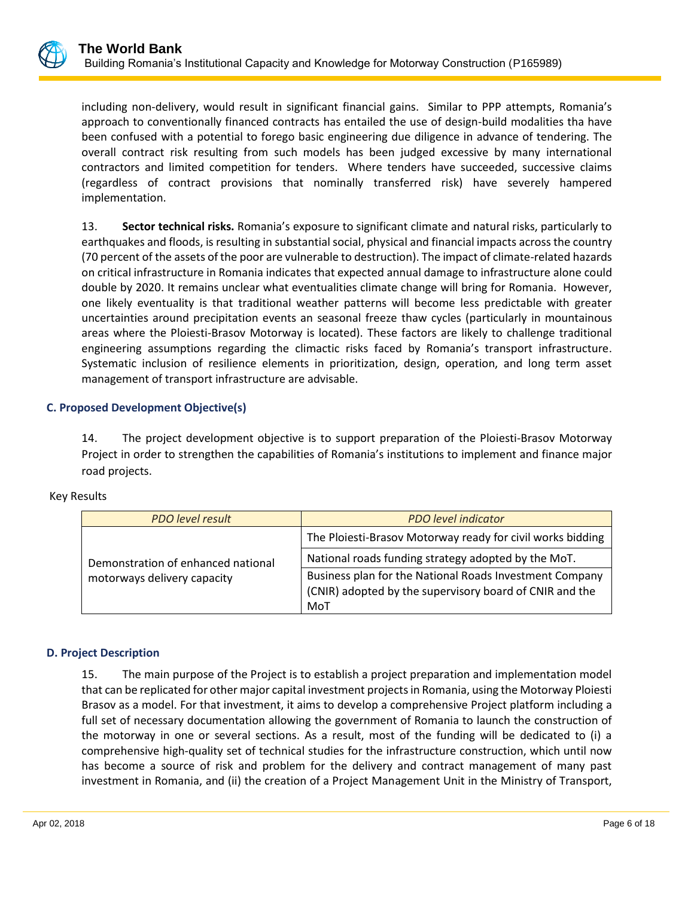including non-delivery, would result in significant financial gains. Similar to PPP attempts, Romania's approach to conventionally financed contracts has entailed the use of design-build modalities tha have been confused with a potential to forego basic engineering due diligence in advance of tendering. The overall contract risk resulting from such models has been judged excessive by many international contractors and limited competition for tenders. Where tenders have succeeded, successive claims (regardless of contract provisions that nominally transferred risk) have severely hampered implementation.

13. **Sector technical risks.** Romania's exposure to significant climate and natural risks, particularly to earthquakes and floods, is resulting in substantial social, physical and financial impacts across the country (70 percent of the assets of the poor are vulnerable to destruction). The impact of climate-related hazards on critical infrastructure in Romania indicates that expected annual damage to infrastructure alone could double by 2020. It remains unclear what eventualities climate change will bring for Romania. However, one likely eventuality is that traditional weather patterns will become less predictable with greater uncertainties around precipitation events an seasonal freeze thaw cycles (particularly in mountainous areas where the Ploiesti-Brasov Motorway is located). These factors are likely to challenge traditional engineering assumptions regarding the climactic risks faced by Romania's transport infrastructure. Systematic inclusion of resilience elements in prioritization, design, operation, and long term asset management of transport infrastructure are advisable.

### C. Proposed Development Objective(s)

14. The project development objective is to support preparation of the Ploiesti-Brasov Motorway Project in order to strengthen the capabilities of Romania's institutions to implement and finance major road projects.

Key Results

| *PDO level result* | *PDO level indicator* |
| --- | --- |
| Demonstration of enhanced national motorways delivery capacity | The Ploiesti-Brasov Motorway ready for civil works bidding |
| | National roads funding strategy adopted by the MoT. |
| | Business plan for the National Roads Investment Company (CNIR) adopted by the supervisory board of CNIR and the MoT |

### D. Project Description

15. The main purpose of the Project is to establish a project preparation and implementation model that can be replicated for other major capital investment projects in Romania, using the Motorway Ploiesti Brasov as a model. For that investment, it aims to develop a comprehensive Project platform including a full set of necessary documentation allowing the government of Romania to launch the construction of the motorway in one or several sections. As a result, most of the funding will be dedicated to (i) a comprehensive high-quality set of technical studies for the infrastructure construction, which until now has become a source of risk and problem for the delivery and contract management of many past investment in Romania, and (ii) the creation of a Project Management Unit in the Ministry of Transport,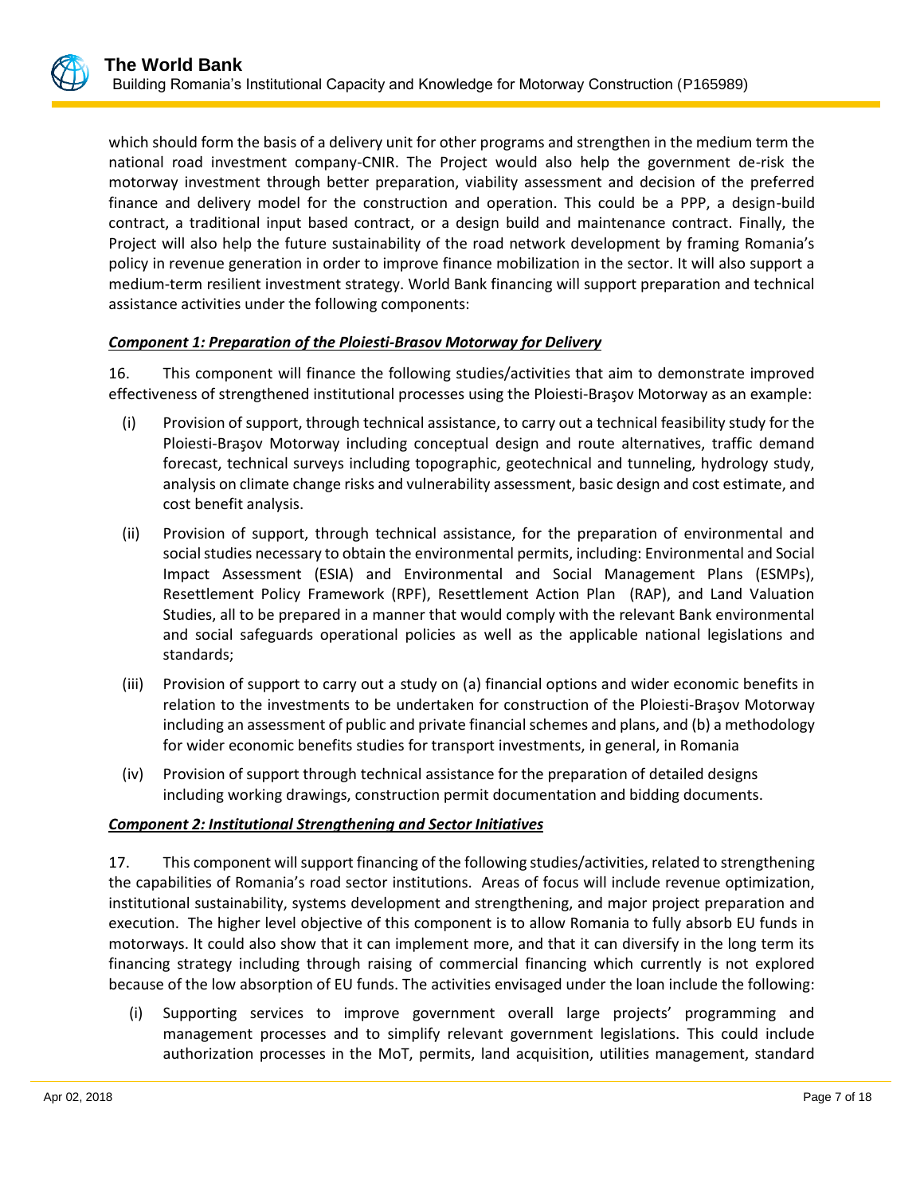which should form the basis of a delivery unit for other programs and strengthen in the medium term the national road investment company-CNIR. The Project would also help the government de-risk the motorway investment through better preparation, viability assessment and decision of the preferred finance and delivery model for the construction and operation. This could be a PPP, a design-build contract, a traditional input based contract, or a design build and maintenance contract. Finally, the Project will also help the future sustainability of the road network development by framing Romania's policy in revenue generation in order to improve finance mobilization in the sector. It will also support a medium-term resilient investment strategy. World Bank financing will support preparation and technical assistance activities under the following components:

***Component 1: Preparation of the Ploiesti-Brasov Motorway for Delivery***

16. This component will finance the following studies/activities that aim to demonstrate improved effectiveness of strengthened institutional processes using the Ploiesti-Braşov Motorway as an example:

(i) Provision of support, through technical assistance, to carry out a technical feasibility study for the Ploiesti-Braşov Motorway including conceptual design and route alternatives, traffic demand forecast, technical surveys including topographic, geotechnical and tunneling, hydrology study, analysis on climate change risks and vulnerability assessment, basic design and cost estimate, and cost benefit analysis.

(ii) Provision of support, through technical assistance, for the preparation of environmental and social studies necessary to obtain the environmental permits, including: Environmental and Social Impact Assessment (ESIA) and Environmental and Social Management Plans (ESMPs), Resettlement Policy Framework (RPF), Resettlement Action Plan (RAP), and Land Valuation Studies, all to be prepared in a manner that would comply with the relevant Bank environmental and social safeguards operational policies as well as the applicable national legislations and standards;

(iii) Provision of support to carry out a study on (a) financial options and wider economic benefits in relation to the investments to be undertaken for construction of the Ploiesti-Braşov Motorway including an assessment of public and private financial schemes and plans, and (b) a methodology for wider economic benefits studies for transport investments, in general, in Romania

(iv) Provision of support through technical assistance for the preparation of detailed designs including working drawings, construction permit documentation and bidding documents.

***Component 2: Institutional Strengthening and Sector Initiatives***

17. This component will support financing of the following studies/activities, related to strengthening the capabilities of Romania's road sector institutions. Areas of focus will include revenue optimization, institutional sustainability, systems development and strengthening, and major project preparation and execution. The higher level objective of this component is to allow Romania to fully absorb EU funds in motorways. It could also show that it can implement more, and that it can diversify in the long term its financing strategy including through raising of commercial financing which currently is not explored because of the low absorption of EU funds. The activities envisaged under the loan include the following:

(i) Supporting services to improve government overall large projects' programming and management processes and to simplify relevant government legislations. This could include authorization processes in the MoT, permits, land acquisition, utilities management, standard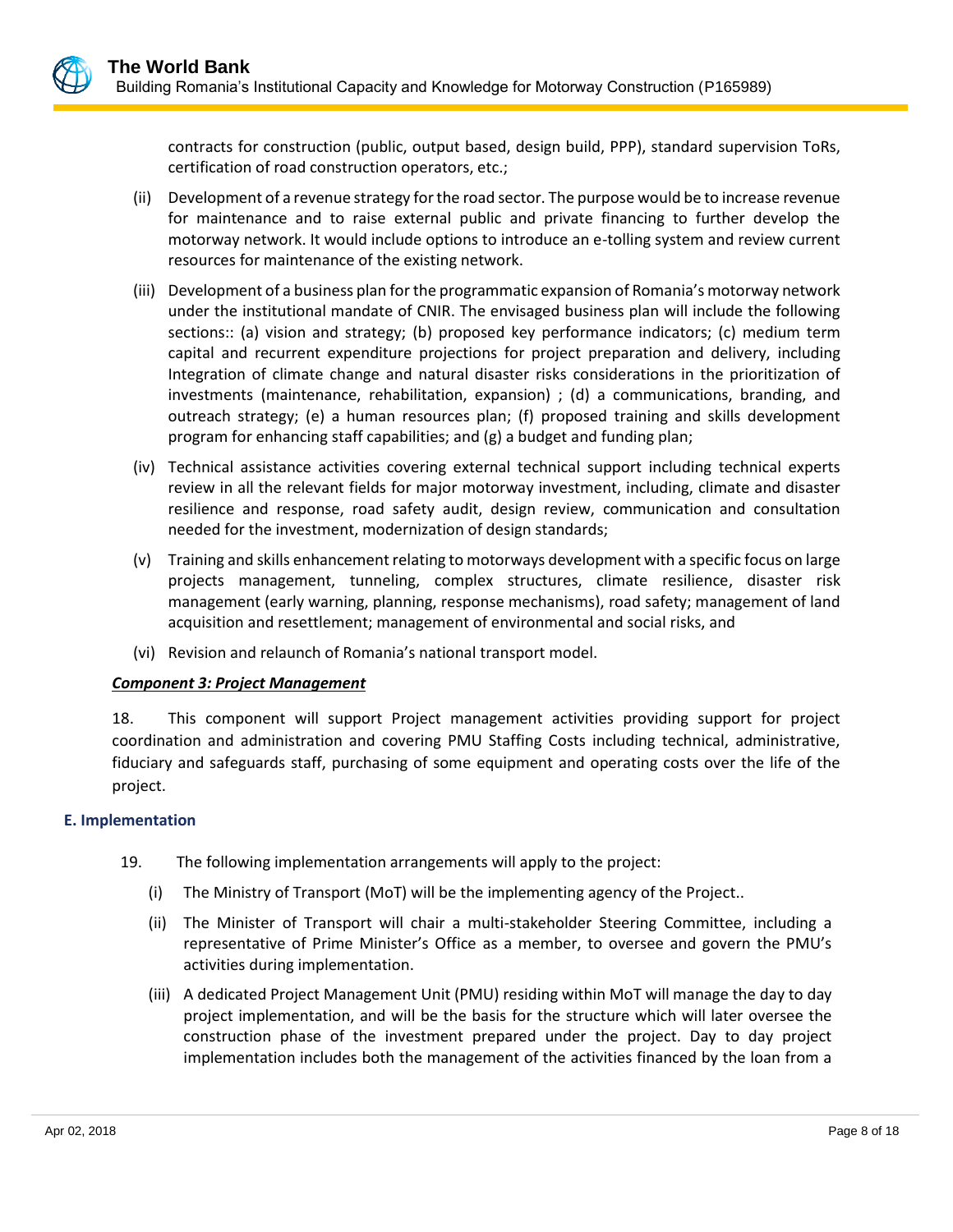contracts for construction (public, output based, design build, PPP), standard supervision ToRs, certification of road construction operators, etc.;

(ii) Development of a revenue strategy for the road sector. The purpose would be to increase revenue for maintenance and to raise external public and private financing to further develop the motorway network. It would include options to introduce an e-tolling system and review current resources for maintenance of the existing network.

(iii) Development of a business plan for the programmatic expansion of Romania's motorway network under the institutional mandate of CNIR. The envisaged business plan will include the following sections:: (a) vision and strategy; (b) proposed key performance indicators; (c) medium term capital and recurrent expenditure projections for project preparation and delivery, including Integration of climate change and natural disaster risks considerations in the prioritization of investments (maintenance, rehabilitation, expansion) ; (d) a communications, branding, and outreach strategy; (e) a human resources plan; (f) proposed training and skills development program for enhancing staff capabilities; and (g) a budget and funding plan;

(iv) Technical assistance activities covering external technical support including technical experts review in all the relevant fields for major motorway investment, including, climate and disaster resilience and response, road safety audit, design review, communication and consultation needed for the investment, modernization of design standards;

(v) Training and skills enhancement relating to motorways development with a specific focus on large projects management, tunneling, complex structures, climate resilience, disaster risk management (early warning, planning, response mechanisms), road safety; management of land acquisition and resettlement; management of environmental and social risks, and

(vi) Revision and relaunch of Romania's national transport model.

***Component 3: Project Management***

18. This component will support Project management activities providing support for project coordination and administration and covering PMU Staffing Costs including technical, administrative, fiduciary and safeguards staff, purchasing of some equipment and operating costs over the life of the project.

### E. Implementation

19. The following implementation arrangements will apply to the project:

(i) The Ministry of Transport (MoT) will be the implementing agency of the Project..

(ii) The Minister of Transport will chair a multi-stakeholder Steering Committee, including a representative of Prime Minister's Office as a member, to oversee and govern the PMU's activities during implementation.

(iii) A dedicated Project Management Unit (PMU) residing within MoT will manage the day to day project implementation, and will be the basis for the structure which will later oversee the construction phase of the investment prepared under the project. Day to day project implementation includes both the management of the activities financed by the loan from a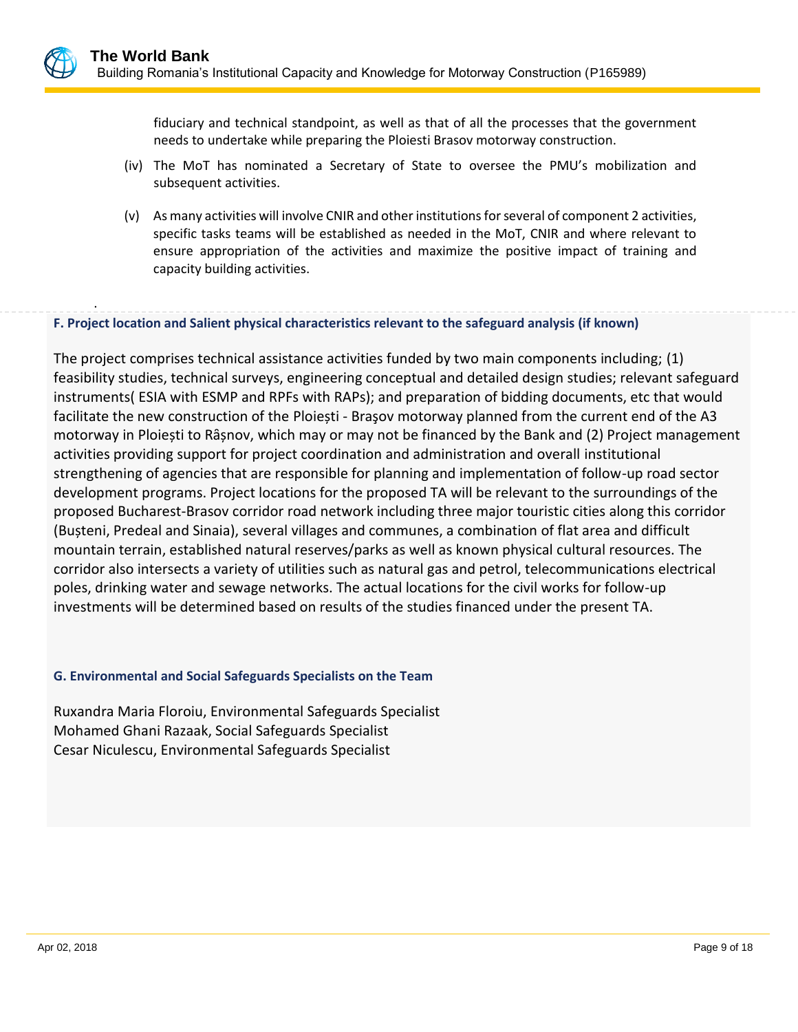fiduciary and technical standpoint, as well as that of all the processes that the government needs to undertake while preparing the Ploiesti Brasov motorway construction.

(iv) The MoT has nominated a Secretary of State to oversee the PMU's mobilization and subsequent activities.

(v) As many activities will involve CNIR and other institutions for several of component 2 activities, specific tasks teams will be established as needed in the MoT, CNIR and where relevant to ensure appropriation of the activities and maximize the positive impact of training and capacity building activities.

.

### F. Project location and Salient physical characteristics relevant to the safeguard analysis (if known)

The project comprises technical assistance activities funded by two main components including; (1) feasibility studies, technical surveys, engineering conceptual and detailed design studies; relevant safeguard instruments( ESIA with ESMP and RPFs with RAPs); and preparation of bidding documents, etc that would facilitate the new construction of the Ploiești - Brașov motorway planned from the current end of the A3 motorway in Ploiești to Râșnov, which may or may not be financed by the Bank and (2) Project management activities providing support for project coordination and administration and overall institutional strengthening of agencies that are responsible for planning and implementation of follow-up road sector development programs. Project locations for the proposed TA will be relevant to the surroundings of the proposed Bucharest-Brasov corridor road network including three major touristic cities along this corridor (Bușteni, Predeal and Sinaia), several villages and communes, a combination of flat area and difficult mountain terrain, established natural reserves/parks as well as known physical cultural resources. The corridor also intersects a variety of utilities such as natural gas and petrol, telecommunications electrical poles, drinking water and sewage networks. The actual locations for the civil works for follow-up investments will be determined based on results of the studies financed under the present TA.

### G. Environmental and Social Safeguards Specialists on the Team

Ruxandra Maria Floroiu, Environmental Safeguards Specialist
Mohamed Ghani Razaak, Social Safeguards Specialist
Cesar Niculescu, Environmental Safeguards Specialist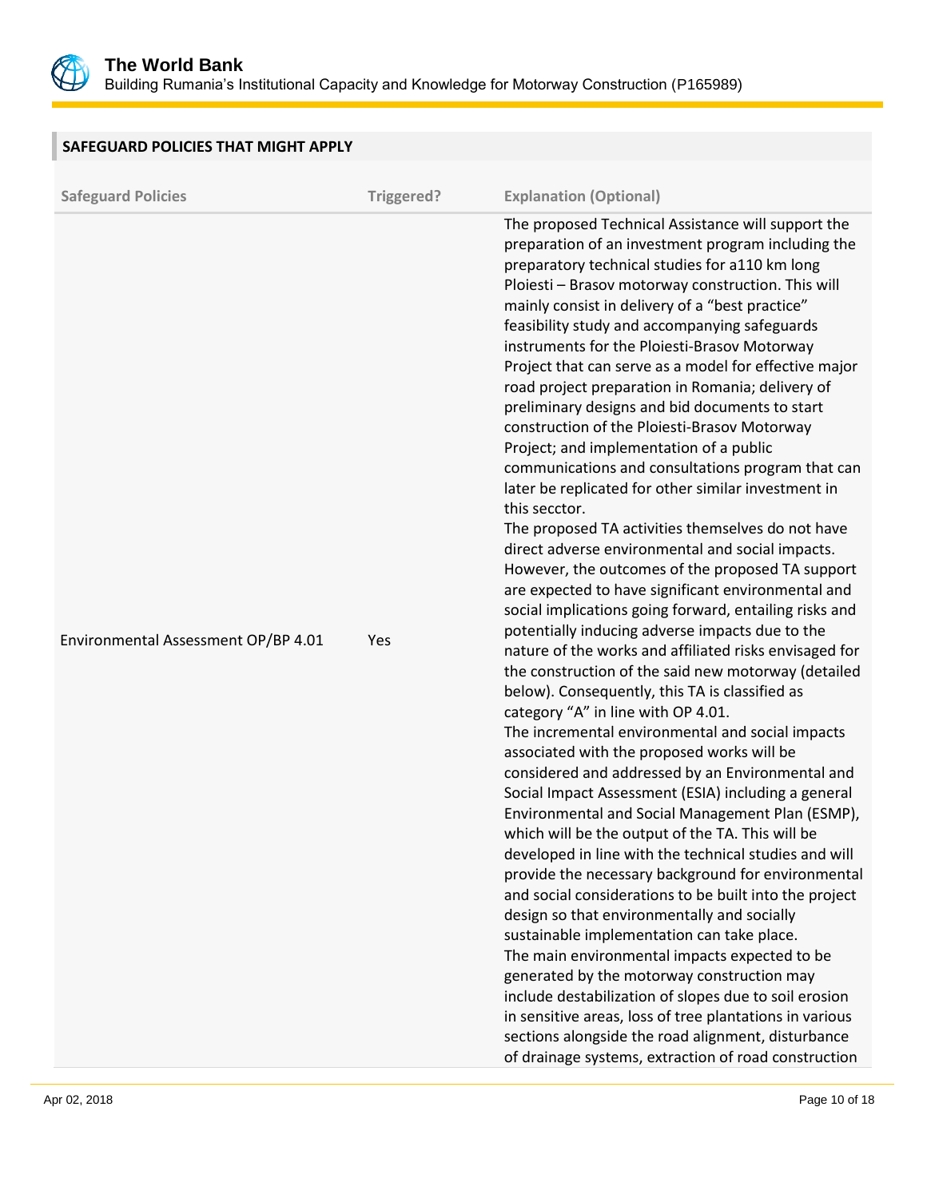## SAFEGUARD POLICIES THAT MIGHT APPLY

| Safeguard Policies | Triggered? | Explanation (Optional) |
| --- | --- | --- |
| Environmental Assessment OP/BP 4.01 | Yes | The proposed Technical Assistance will support the preparation of an investment program including the preparatory technical studies for a110 km long Ploiesti – Brasov motorway construction. This will mainly consist in delivery of a "best practice" feasibility study and accompanying safeguards instruments for the Ploiesti-Brasov Motorway Project that can serve as a model for effective major road project preparation in Romania; delivery of preliminary designs and bid documents to start construction of the Ploiesti-Brasov Motorway Project; and implementation of a public communications and consultations program that can later be replicated for other similar investment in this secctor.<br>The proposed TA activities themselves do not have direct adverse environmental and social impacts. However, the outcomes of the proposed TA support are expected to have significant environmental and social implications going forward, entailing risks and potentially inducing adverse impacts due to the nature of the works and affiliated risks envisaged for the construction of the said new motorway (detailed below). Consequently, this TA is classified as category "A" in line with OP 4.01.<br>The incremental environmental and social impacts associated with the proposed works will be considered and addressed by an Environmental and Social Impact Assessment (ESIA) including a general Environmental and Social Management Plan (ESMP), which will be the output of the TA. This will be developed in line with the technical studies and will provide the necessary background for environmental and social considerations to be built into the project design so that environmentally and socially sustainable implementation can take place.<br>The main environmental impacts expected to be generated by the motorway construction may include destabilization of slopes due to soil erosion in sensitive areas, loss of tree plantations in various sections alongside the road alignment, disturbance of drainage systems, extraction of road construction |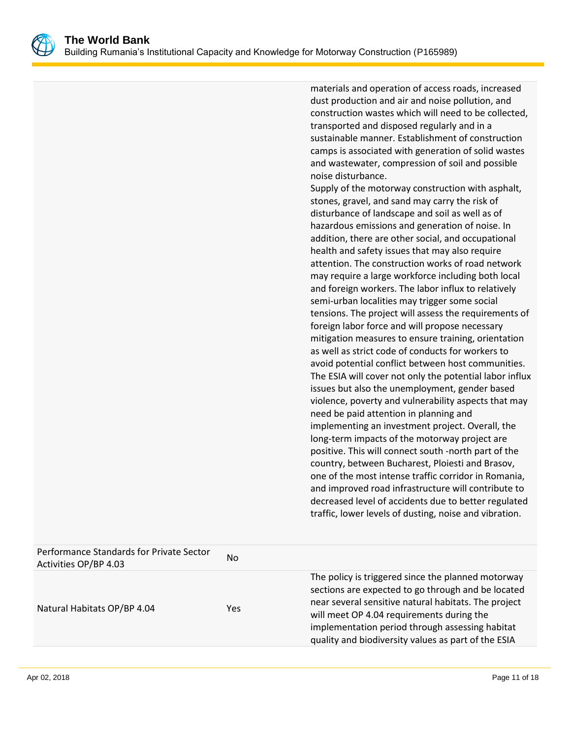|  |  |  |
|---|---|---|
|  |  | materials and operation of access roads, increased dust production and air and noise pollution, and construction wastes which will need to be collected, transported and disposed regularly and in a sustainable manner. Establishment of construction camps is associated with generation of solid wastes and wastewater, compression of soil and possible noise disturbance.<br>Supply of the motorway construction with asphalt, stones, gravel, and sand may carry the risk of disturbance of landscape and soil as well as of hazardous emissions and generation of noise. In addition, there are other social, and occupational health and safety issues that may also require attention. The construction works of road network may require a large workforce including both local and foreign workers. The labor influx to relatively semi-urban localities may trigger some social tensions. The project will assess the requirements of foreign labor force and will propose necessary mitigation measures to ensure training, orientation as well as strict code of conducts for workers to avoid potential conflict between host communities. The ESIA will cover not only the potential labor influx issues but also the unemployment, gender based violence, poverty and vulnerability aspects that may need be paid attention in planning and implementing an investment project. Overall, the long-term impacts of the motorway project are positive. This will connect south -north part of the country, between Bucharest, Ploiesti and Brasov, one of the most intense traffic corridor in Romania, and improved road infrastructure will contribute to decreased level of accidents due to better regulated traffic, lower levels of dusting, noise and vibration. |
| Performance Standards for Private Sector Activities OP/BP 4.03 | No |  |
| Natural Habitats OP/BP 4.04 | Yes | The policy is triggered since the planned motorway sections are expected to go through and be located near several sensitive natural habitats. The project will meet OP 4.04 requirements during the implementation period through assessing habitat quality and biodiversity values as part of the ESIA |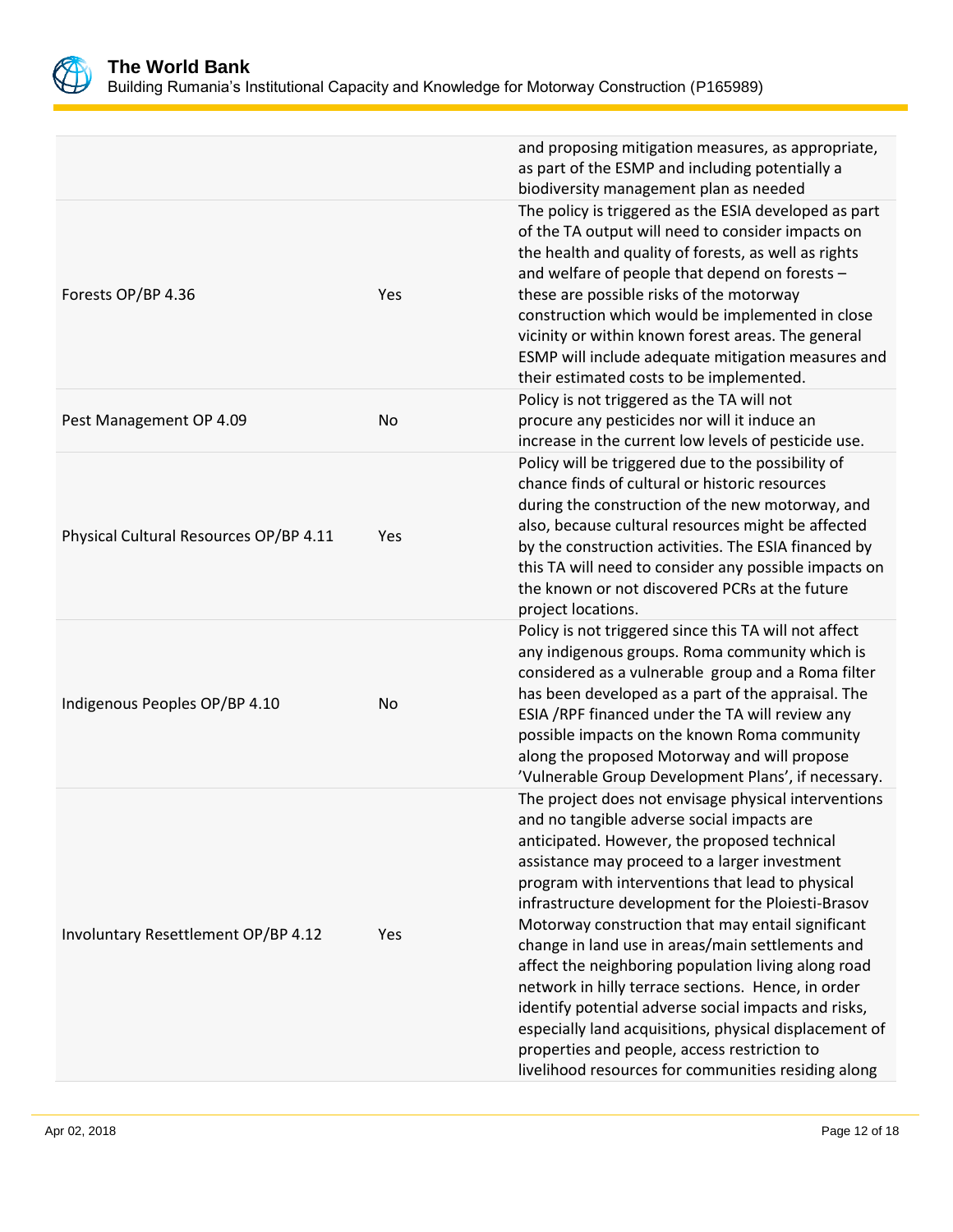| | | |
|---|---|---|
| | | and proposing mitigation measures, as appropriate, as part of the ESMP and including potentially a biodiversity management plan as needed |
| Forests OP/BP 4.36 | Yes | The policy is triggered as the ESIA developed as part of the TA output will need to consider impacts on the health and quality of forests, as well as rights and welfare of people that depend on forests – these are possible risks of the motorway construction which would be implemented in close vicinity or within known forest areas. The general ESMP will include adequate mitigation measures and their estimated costs to be implemented. |
| Pest Management OP 4.09 | No | Policy is not triggered as the TA will not procure any pesticides nor will it induce an increase in the current low levels of pesticide use. |
| Physical Cultural Resources OP/BP 4.11 | Yes | Policy will be triggered due to the possibility of chance finds of cultural or historic resources during the construction of the new motorway, and also, because cultural resources might be affected by the construction activities. The ESIA financed by this TA will need to consider any possible impacts on the known or not discovered PCRs at the future project locations. |
| Indigenous Peoples OP/BP 4.10 | No | Policy is not triggered since this TA will not affect any indigenous groups. Roma community which is considered as a vulnerable group and a Roma filter has been developed as a part of the appraisal. The ESIA /RPF financed under the TA will review any possible impacts on the known Roma community along the proposed Motorway and will propose 'Vulnerable Group Development Plans', if necessary. |
| Involuntary Resettlement OP/BP 4.12 | Yes | The project does not envisage physical interventions and no tangible adverse social impacts are anticipated. However, the proposed technical assistance may proceed to a larger investment program with interventions that lead to physical infrastructure development for the Ploiesti-Brasov Motorway construction that may entail significant change in land use in areas/main settlements and affect the neighboring population living along road network in hilly terrace sections. Hence, in order identify potential adverse social impacts and risks, especially land acquisitions, physical displacement of properties and people, access restriction to livelihood resources for communities residing along |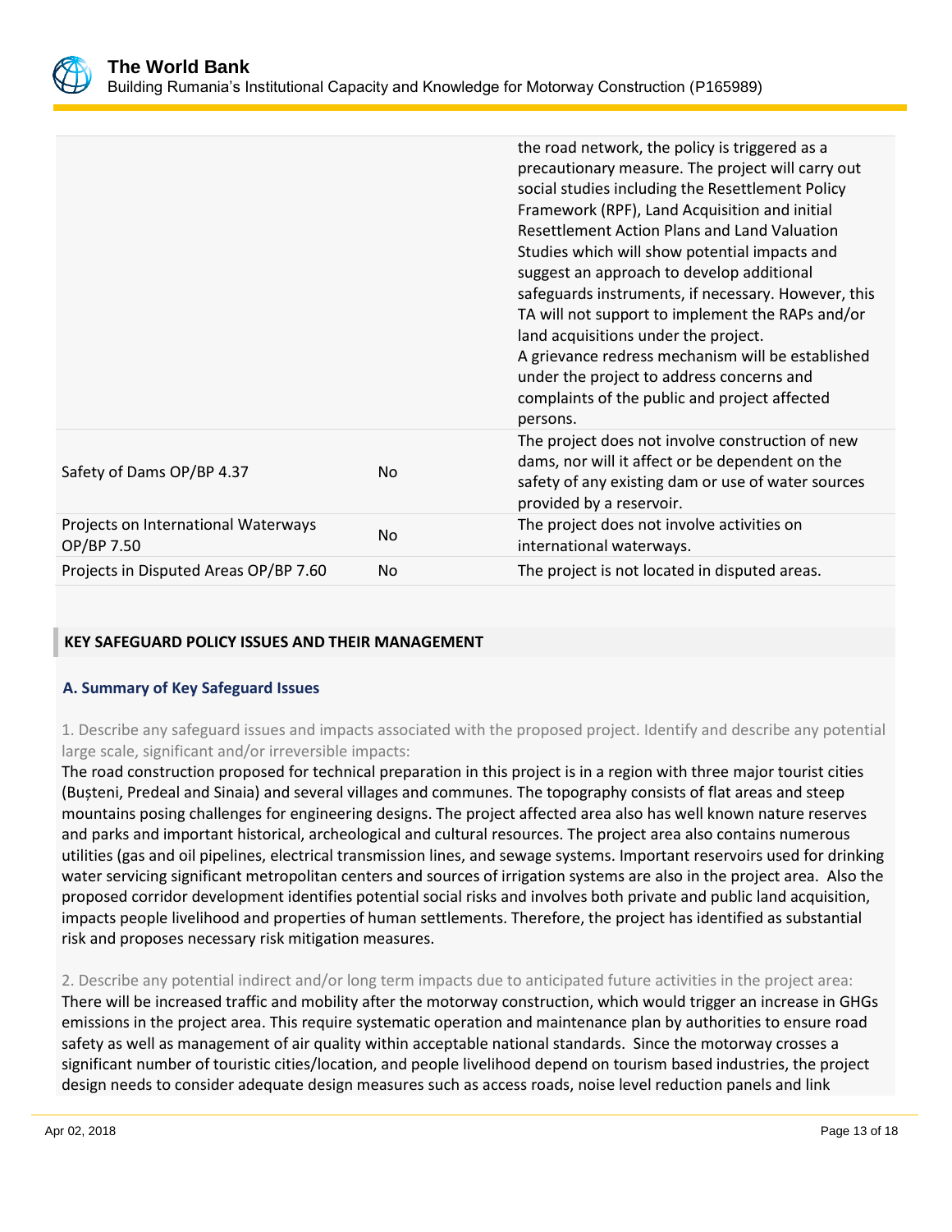| | | |
|---|---|---|
| | | the road network, the policy is triggered as a precautionary measure. The project will carry out social studies including the Resettlement Policy Framework (RPF), Land Acquisition and initial Resettlement Action Plans and Land Valuation Studies which will show potential impacts and suggest an approach to develop additional safeguards instruments, if necessary. However, this TA will not support to implement the RAPs and/or land acquisitions under the project. A grievance redress mechanism will be established under the project to address concerns and complaints of the public and project affected persons. |
| Safety of Dams OP/BP 4.37 | No | The project does not involve construction of new dams, nor will it affect or be dependent on the safety of any existing dam or use of water sources provided by a reservoir. |
| Projects on International Waterways OP/BP 7.50 | No | The project does not involve activities on international waterways. |
| Projects in Disputed Areas OP/BP 7.60 | No | The project is not located in disputed areas. |

## KEY SAFEGUARD POLICY ISSUES AND THEIR MANAGEMENT

### A. Summary of Key Safeguard Issues

1. Describe any safeguard issues and impacts associated with the proposed project. Identify and describe any potential large scale, significant and/or irreversible impacts:

The road construction proposed for technical preparation in this project is in a region with three major tourist cities (Bușteni, Predeal and Sinaia) and several villages and communes. The topography consists of flat areas and steep mountains posing challenges for engineering designs. The project affected area also has well known nature reserves and parks and important historical, archeological and cultural resources. The project area also contains numerous utilities (gas and oil pipelines, electrical transmission lines, and sewage systems. Important reservoirs used for drinking water servicing significant metropolitan centers and sources of irrigation systems are also in the project area. Also the proposed corridor development identifies potential social risks and involves both private and public land acquisition, impacts people livelihood and properties of human settlements. Therefore, the project has identified as substantial risk and proposes necessary risk mitigation measures.

2. Describe any potential indirect and/or long term impacts due to anticipated future activities in the project area:

There will be increased traffic and mobility after the motorway construction, which would trigger an increase in GHGs emissions in the project area. This require systematic operation and maintenance plan by authorities to ensure road safety as well as management of air quality within acceptable national standards. Since the motorway crosses a significant number of touristic cities/location, and people livelihood depend on tourism based industries, the project design needs to consider adequate design measures such as access roads, noise level reduction panels and link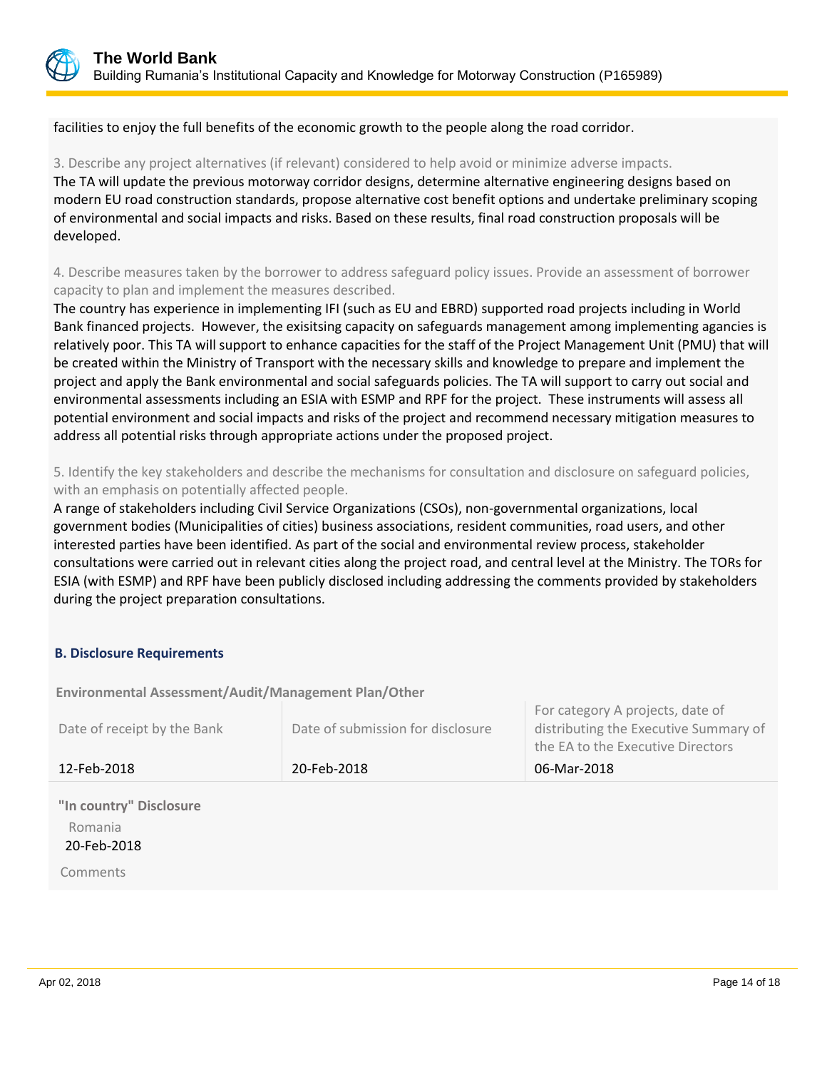facilities to enjoy the full benefits of the economic growth to the people along the road corridor.

3. Describe any project alternatives (if relevant) considered to help avoid or minimize adverse impacts.

The TA will update the previous motorway corridor designs, determine alternative engineering designs based on modern EU road construction standards, propose alternative cost benefit options and undertake preliminary scoping of environmental and social impacts and risks. Based on these results, final road construction proposals will be developed.

4. Describe measures taken by the borrower to address safeguard policy issues. Provide an assessment of borrower capacity to plan and implement the measures described.

The country has experience in implementing IFI (such as EU and EBRD) supported road projects including in World Bank financed projects. However, the exisitsing capacity on safeguards management among implementing agancies is relatively poor. This TA will support to enhance capacities for the staff of the Project Management Unit (PMU) that will be created within the Ministry of Transport with the necessary skills and knowledge to prepare and implement the project and apply the Bank environmental and social safeguards policies. The TA will support to carry out social and environmental assessments including an ESIA with ESMP and RPF for the project. These instruments will assess all potential environment and social impacts and risks of the project and recommend necessary mitigation measures to address all potential risks through appropriate actions under the proposed project.

5. Identify the key stakeholders and describe the mechanisms for consultation and disclosure on safeguard policies, with an emphasis on potentially affected people.

A range of stakeholders including Civil Service Organizations (CSOs), non-governmental organizations, local government bodies (Municipalities of cities) business associations, resident communities, road users, and other interested parties have been identified. As part of the social and environmental review process, stakeholder consultations were carried out in relevant cities along the project road, and central level at the Ministry. The TORs for ESIA (with ESMP) and RPF have been publicly disclosed including addressing the comments provided by stakeholders during the project preparation consultations.

### B. Disclosure Requirements

**Environmental Assessment/Audit/Management Plan/Other**

| Date of receipt by the Bank | Date of submission for disclosure | For category A projects, date of distributing the Executive Summary of the EA to the Executive Directors |
|---|---|---|
| 12-Feb-2018 | 20-Feb-2018 | 06-Mar-2018 |

**"In country" Disclosure**

Romania
20-Feb-2018

Comments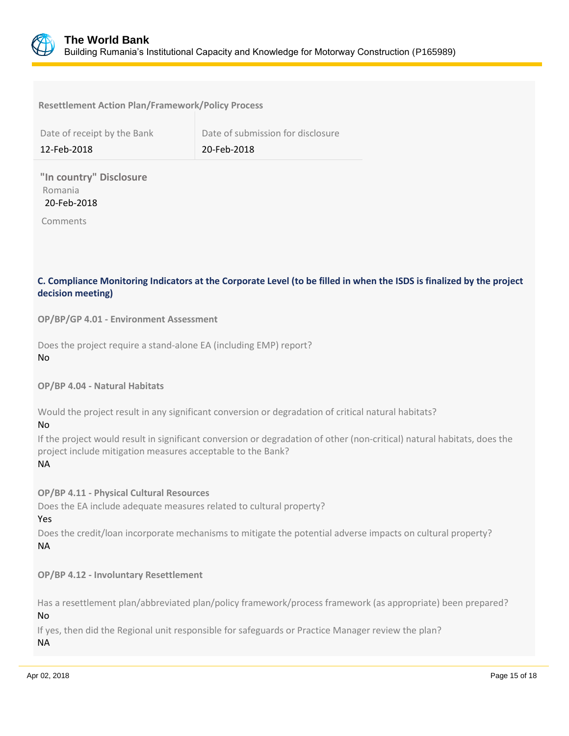**Resettlement Action Plan/Framework/Policy Process**

| Date of receipt by the Bank | Date of submission for disclosure |
| --- | --- |
| 12-Feb-2018 | 20-Feb-2018 |

**"In country" Disclosure**

Romania

20-Feb-2018

Comments

### C. Compliance Monitoring Indicators at the Corporate Level (to be filled in when the ISDS is finalized by the project decision meeting)

**OP/BP/GP 4.01 - Environment Assessment**

Does the project require a stand-alone EA (including EMP) report?

No

**OP/BP 4.04 - Natural Habitats**

Would the project result in any significant conversion or degradation of critical natural habitats?

No

If the project would result in significant conversion or degradation of other (non-critical) natural habitats, does the project include mitigation measures acceptable to the Bank?

NA

**OP/BP 4.11 - Physical Cultural Resources**

Does the EA include adequate measures related to cultural property?

Yes

Does the credit/loan incorporate mechanisms to mitigate the potential adverse impacts on cultural property?

NA

**OP/BP 4.12 - Involuntary Resettlement**

Has a resettlement plan/abbreviated plan/policy framework/process framework (as appropriate) been prepared?

No

If yes, then did the Regional unit responsible for safeguards or Practice Manager review the plan?

NA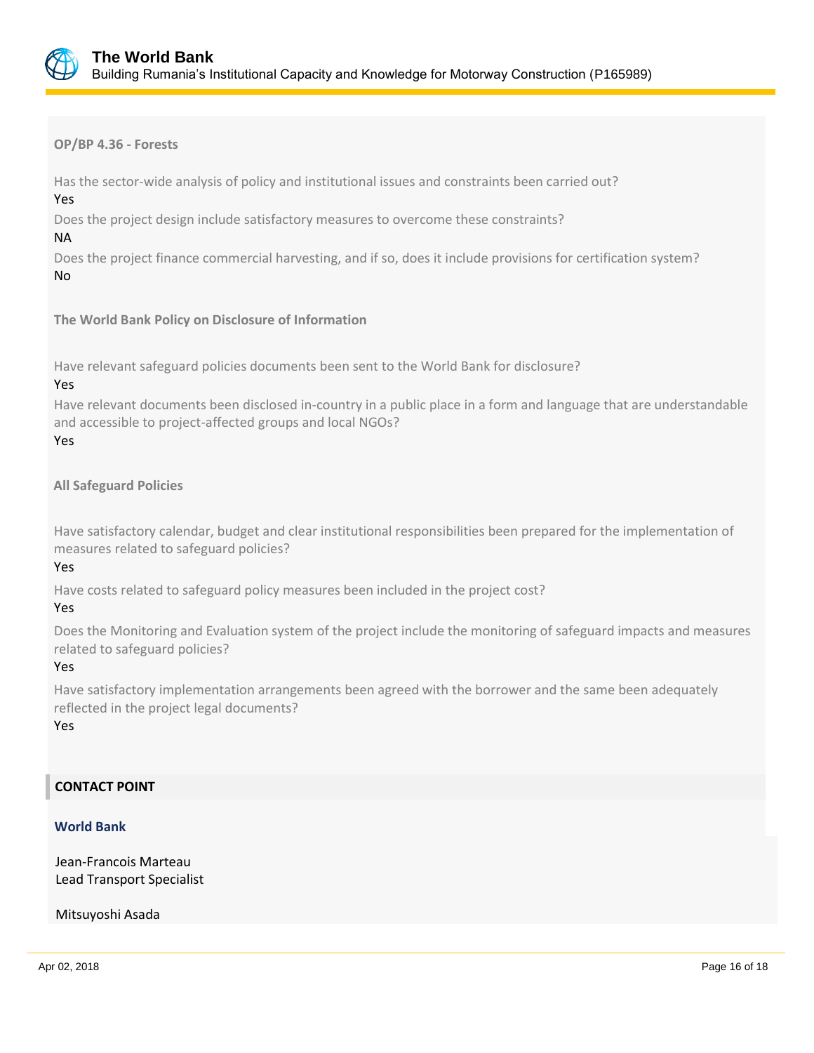**OP/BP 4.36 - Forests**

Has the sector-wide analysis of policy and institutional issues and constraints been carried out?

Yes

Does the project design include satisfactory measures to overcome these constraints?

NA

Does the project finance commercial harvesting, and if so, does it include provisions for certification system?

No

**The World Bank Policy on Disclosure of Information**

Have relevant safeguard policies documents been sent to the World Bank for disclosure?

Yes

Have relevant documents been disclosed in-country in a public place in a form and language that are understandable and accessible to project-affected groups and local NGOs?

Yes

**All Safeguard Policies**

Have satisfactory calendar, budget and clear institutional responsibilities been prepared for the implementation of measures related to safeguard policies?

Yes

Have costs related to safeguard policy measures been included in the project cost?

Yes

Does the Monitoring and Evaluation system of the project include the monitoring of safeguard impacts and measures related to safeguard policies?

Yes

Have satisfactory implementation arrangements been agreed with the borrower and the same been adequately reflected in the project legal documents?

Yes

## CONTACT POINT

### World Bank

Jean-Francois Marteau
Lead Transport Specialist

Mitsuyoshi Asada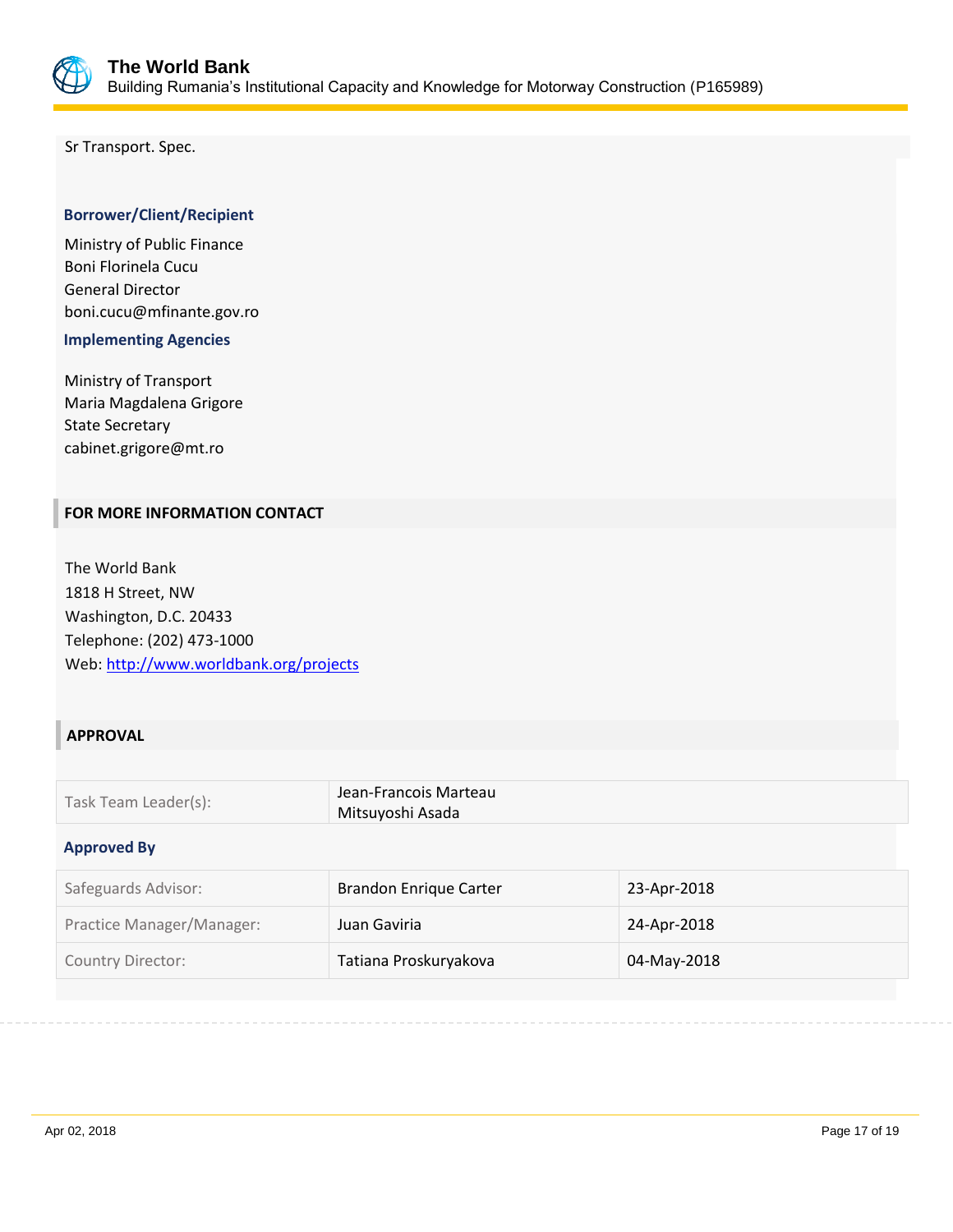Sr Transport. Spec.

### Borrower/Client/Recipient

Ministry of Public Finance
Boni Florinela Cucu
General Director
boni.cucu@mfinante.gov.ro

### Implementing Agencies

Ministry of Transport
Maria Magdalena Grigore
State Secretary
cabinet.grigore@mt.ro

## FOR MORE INFORMATION CONTACT

The World Bank
1818 H Street, NW
Washington, D.C. 20433
Telephone: (202) 473-1000
Web: http://www.worldbank.org/projects

## APPROVAL

| Task Team Leader(s): | Jean-Francois Marteau<br>Mitsuyoshi Asada |
|---|---|

### Approved By

| Safeguards Advisor: | Brandon Enrique Carter | 23-Apr-2018 |
|---|---|---|
| Practice Manager/Manager: | Juan Gaviria | 24-Apr-2018 |
| Country Director: | Tatiana Proskuryakova | 04-May-2018 |